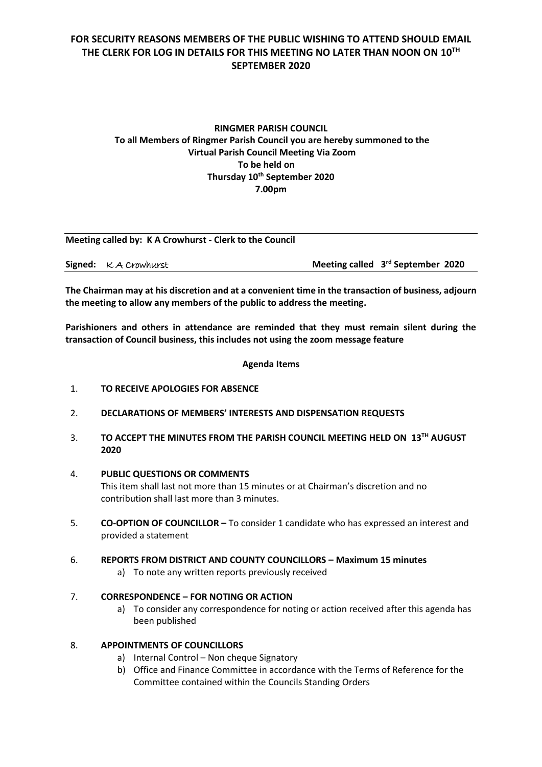**FOR SECURITY REASONS MEMBERS OF THE PUBLIC WISHING TO ATTEND SHOULD EMAIL THE CLERK FOR LOG IN DETAILS FOR THIS MEETING NO LATER THAN NOON ON 10TH SEPTEMBER 2020**

**RINGMER PARISH COUNCIL**
**To all Members of Ringmer Parish Council you are hereby summoned to the Virtual Parish Council Meeting Via Zoom**
**To be held on**
**Thursday 10th September 2020**
**7.00pm**

---

**Meeting called by: K A Crowhurst - Clerk to the Council**

**Signed:** K A Crowhurst **Meeting called 3rd September 2020**

**The Chairman may at his discretion and at a convenient time in the transaction of business, adjourn the meeting to allow any members of the public to address the meeting.**

**Parishioners and others in attendance are reminded that they must remain silent during the transaction of Council business, this includes not using the zoom message feature**

**Agenda Items**

1. **TO RECEIVE APOLOGIES FOR ABSENCE**

2. **DECLARATIONS OF MEMBERS' INTERESTS AND DISPENSATION REQUESTS**

3. **TO ACCEPT THE MINUTES FROM THE PARISH COUNCIL MEETING HELD ON 13TH AUGUST 2020**

4. **PUBLIC QUESTIONS OR COMMENTS**
   This item shall last not more than 15 minutes or at Chairman's discretion and no contribution shall last more than 3 minutes.

5. **CO-OPTION OF COUNCILLOR –** To consider 1 candidate who has expressed an interest and provided a statement

6. **REPORTS FROM DISTRICT AND COUNTY COUNCILLORS – Maximum 15 minutes**
   a) To note any written reports previously received

7. **CORRESPONDENCE – FOR NOTING OR ACTION**
   a) To consider any correspondence for noting or action received after this agenda has been published

8. **APPOINTMENTS OF COUNCILLORS**
   a) Internal Control – Non cheque Signatory
   b) Office and Finance Committee in accordance with the Terms of Reference for the Committee contained within the Councils Standing Orders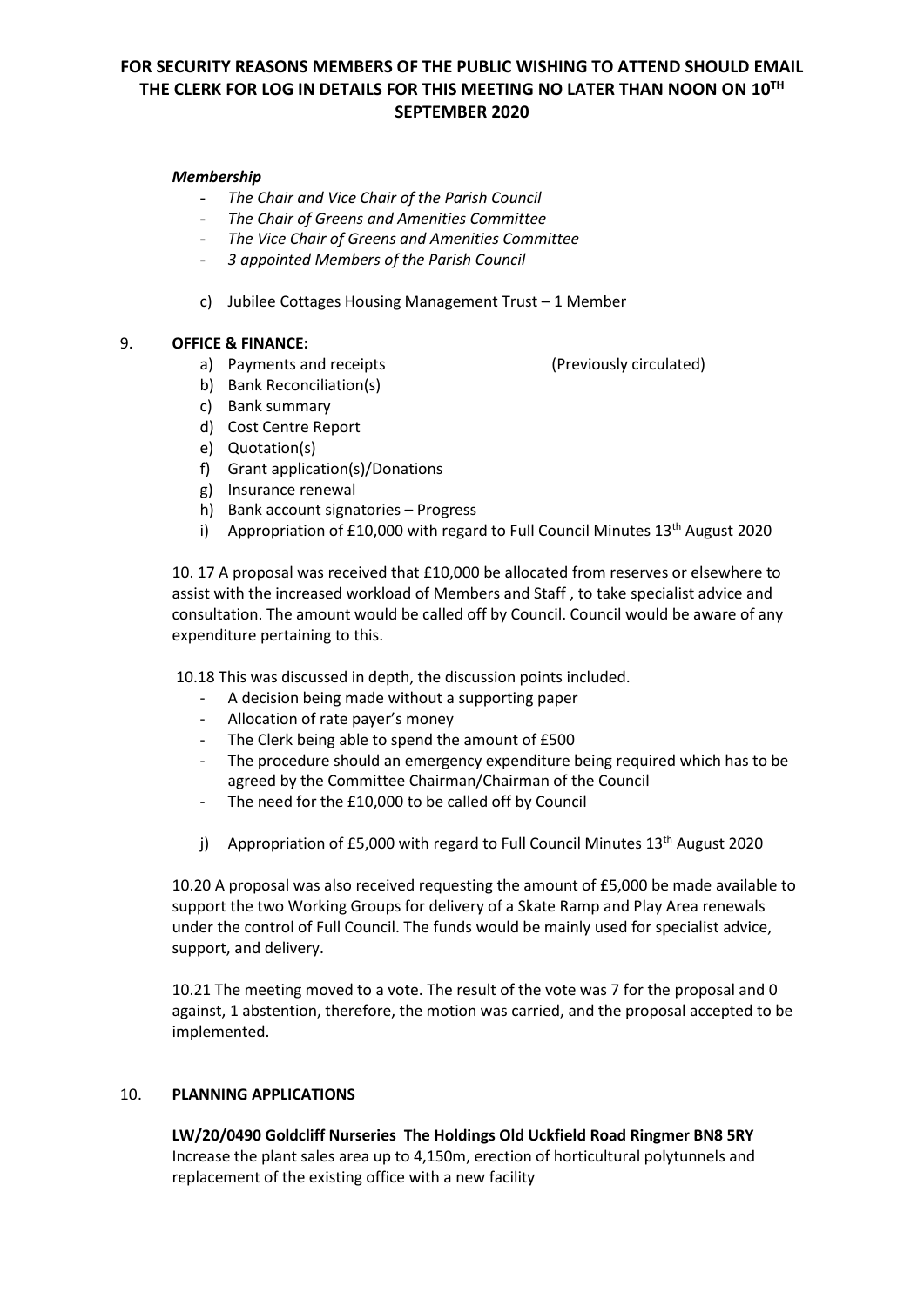**FOR SECURITY REASONS MEMBERS OF THE PUBLIC WISHING TO ATTEND SHOULD EMAIL THE CLERK FOR LOG IN DETAILS FOR THIS MEETING NO LATER THAN NOON ON 10TH SEPTEMBER 2020**

***Membership***

- *The Chair and Vice Chair of the Parish Council*
- *The Chair of Greens and Amenities Committee*
- *The Vice Chair of Greens and Amenities Committee*
- *3 appointed Members of the Parish Council*

c) Jubilee Cottages Housing Management Trust – 1 Member

9. **OFFICE & FINANCE:**
   a) Payments and receipts (Previously circulated)
   b) Bank Reconciliation(s)
   c) Bank summary
   d) Cost Centre Report
   e) Quotation(s)
   f) Grant application(s)/Donations
   g) Insurance renewal
   h) Bank account signatories – Progress
   i) Appropriation of £10,000 with regard to Full Council Minutes 13th August 2020

10. 17 A proposal was received that £10,000 be allocated from reserves or elsewhere to assist with the increased workload of Members and Staff , to take specialist advice and consultation. The amount would be called off by Council. Council would be aware of any expenditure pertaining to this.

10.18 This was discussed in depth, the discussion points included.

- A decision being made without a supporting paper
- Allocation of rate payer's money
- The Clerk being able to spend the amount of £500
- The procedure should an emergency expenditure being required which has to be agreed by the Committee Chairman/Chairman of the Council
- The need for the £10,000 to be called off by Council

j) Appropriation of £5,000 with regard to Full Council Minutes 13th August 2020

10.20 A proposal was also received requesting the amount of £5,000 be made available to support the two Working Groups for delivery of a Skate Ramp and Play Area renewals under the control of Full Council. The funds would be mainly used for specialist advice, support, and delivery.

10.21 The meeting moved to a vote. The result of the vote was 7 for the proposal and 0 against, 1 abstention, therefore, the motion was carried, and the proposal accepted to be implemented.

10. **PLANNING APPLICATIONS**

**LW/20/0490 Goldcliff Nurseries The Holdings Old Uckfield Road Ringmer BN8 5RY**
Increase the plant sales area up to 4,150m, erection of horticultural polytunnels and replacement of the existing office with a new facility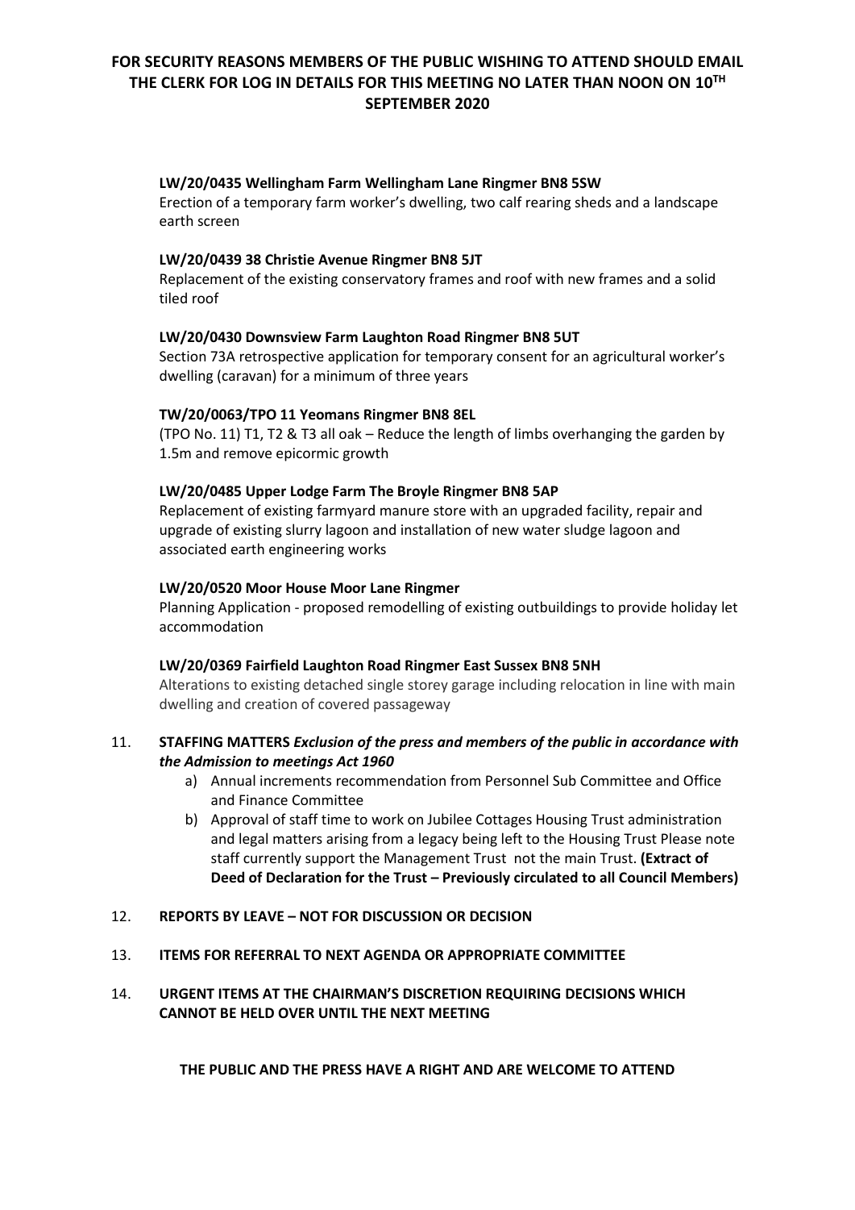**FOR SECURITY REASONS MEMBERS OF THE PUBLIC WISHING TO ATTEND SHOULD EMAIL THE CLERK FOR LOG IN DETAILS FOR THIS MEETING NO LATER THAN NOON ON 10TH SEPTEMBER 2020**

**LW/20/0435 Wellingham Farm Wellingham Lane Ringmer BN8 5SW**
Erection of a temporary farm worker's dwelling, two calf rearing sheds and a landscape earth screen

**LW/20/0439 38 Christie Avenue Ringmer BN8 5JT**
Replacement of the existing conservatory frames and roof with new frames and a solid tiled roof

**LW/20/0430 Downsview Farm Laughton Road Ringmer BN8 5UT**
Section 73A retrospective application for temporary consent for an agricultural worker's dwelling (caravan) for a minimum of three years

**TW/20/0063/TPO 11 Yeomans Ringmer BN8 8EL**
(TPO No. 11) T1, T2 & T3 all oak – Reduce the length of limbs overhanging the garden by 1.5m and remove epicormic growth

**LW/20/0485 Upper Lodge Farm The Broyle Ringmer BN8 5AP**
Replacement of existing farmyard manure store with an upgraded facility, repair and upgrade of existing slurry lagoon and installation of new water sludge lagoon and associated earth engineering works

**LW/20/0520 Moor House Moor Lane Ringmer**
Planning Application - proposed remodelling of existing outbuildings to provide holiday let accommodation

**LW/20/0369 Fairfield Laughton Road Ringmer East Sussex BN8 5NH**
Alterations to existing detached single storey garage including relocation in line with main dwelling and creation of covered passageway

11. **STAFFING MATTERS** ***Exclusion of the press and members of the public in accordance with the Admission to meetings Act 1960***
    a) Annual increments recommendation from Personnel Sub Committee and Office and Finance Committee
    b) Approval of staff time to work on Jubilee Cottages Housing Trust administration and legal matters arising from a legacy being left to the Housing Trust Please note staff currently support the Management Trust not the main Trust. **(Extract of Deed of Declaration for the Trust – Previously circulated to all Council Members)**

12. **REPORTS BY LEAVE – NOT FOR DISCUSSION OR DECISION**

13. **ITEMS FOR REFERRAL TO NEXT AGENDA OR APPROPRIATE COMMITTEE**

14. **URGENT ITEMS AT THE CHAIRMAN'S DISCRETION REQUIRING DECISIONS WHICH CANNOT BE HELD OVER UNTIL THE NEXT MEETING**

**THE PUBLIC AND THE PRESS HAVE A RIGHT AND ARE WELCOME TO ATTEND**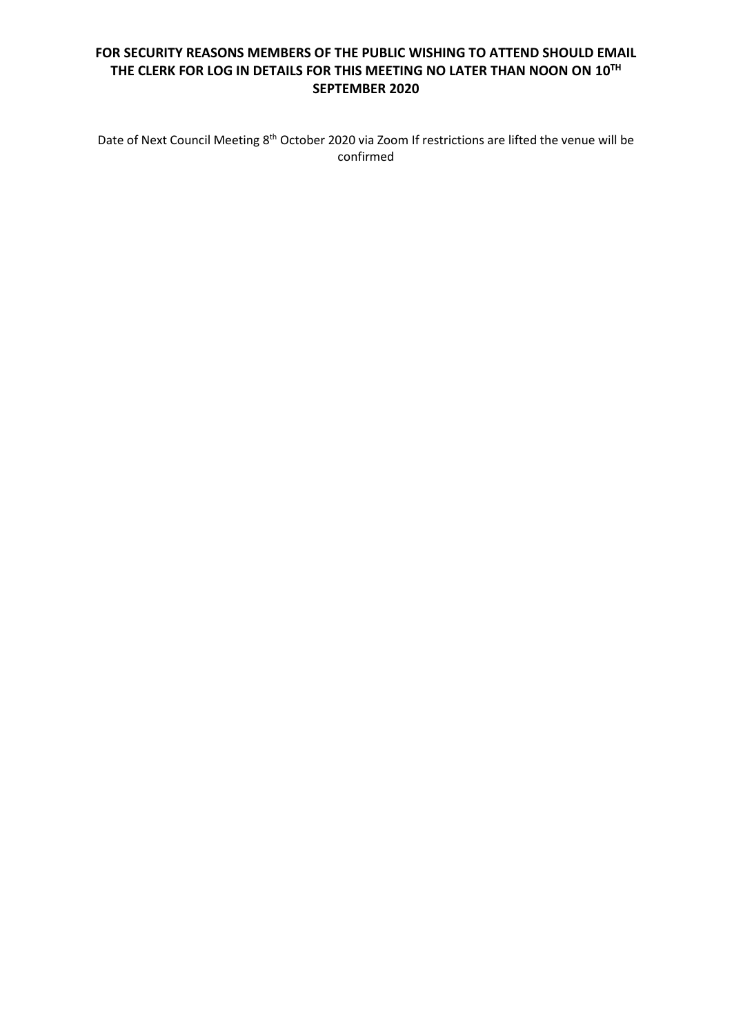**FOR SECURITY REASONS MEMBERS OF THE PUBLIC WISHING TO ATTEND SHOULD EMAIL THE CLERK FOR LOG IN DETAILS FOR THIS MEETING NO LATER THAN NOON ON 10TH SEPTEMBER 2020**

Date of Next Council Meeting 8th October 2020 via Zoom If restrictions are lifted the venue will be confirmed